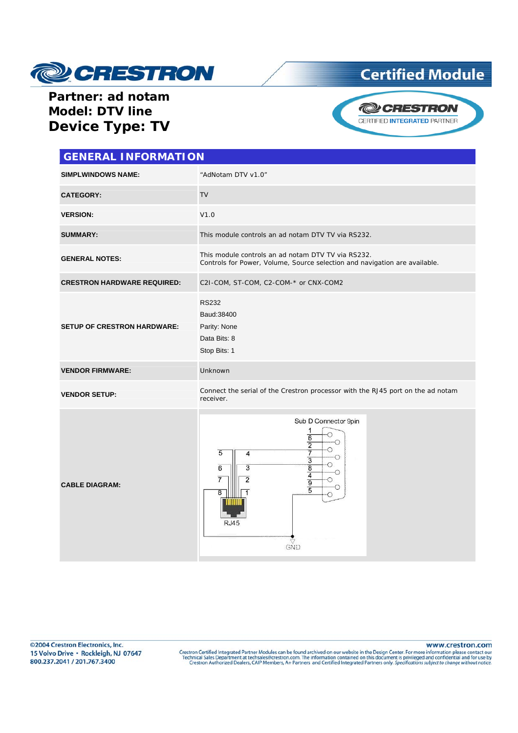**Partner: ad notam**
**Model: DTV line**
**Device Type: TV**

## GENERAL INFORMATION

| | |
|---|---|
| **SIMPLWINDOWS NAME:** | "AdNotam DTV v1.0" |
| **CATEGORY:** | TV |
| **VERSION:** | V1.0 |
| **SUMMARY:** | This module controls an ad notam DTV TV via RS232. |
| **GENERAL NOTES:** | This module controls an ad notam DTV TV via RS232. Controls for Power, Volume, Source selection and navigation are available. |
| **CRESTRON HARDWARE REQUIRED:** | C2I-COM, ST-COM, C2-COM-* or CNX-COM2 |
| **SETUP OF CRESTRON HARDWARE:** | RS232<br>Baud:38400<br>Parity: None<br>Data Bits: 8<br>Stop Bits: 1 |
| **VENDOR FIRMWARE:** | Unknown |
| **VENDOR SETUP:** | Connect the serial of the Crestron processor with the RJ45 port on the ad notam receiver. |
| **CABLE DIAGRAM:** | Sub D Connector 9pin / RJ45 / GND |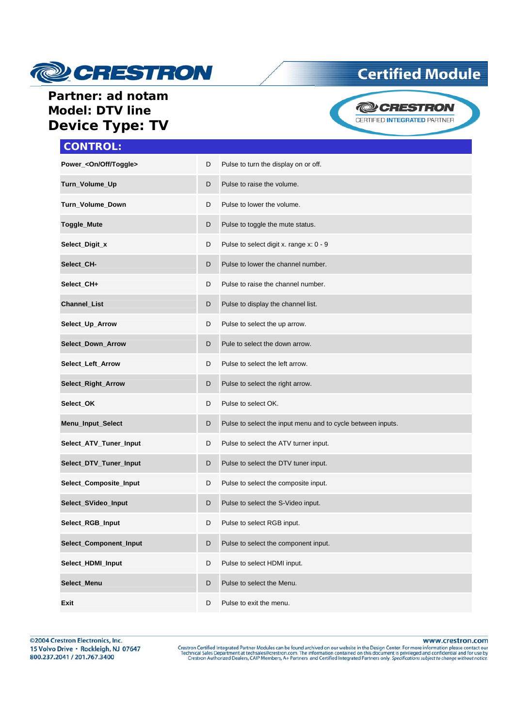**Partner: ad notam**
**Model: DTV line**
**Device Type: TV**

## CONTROL:

| | | |
|---|---|---|
| **Power_<On/Off/Toggle>** | D | Pulse to turn the display on or off. |
| **Turn_Volume_Up** | D | Pulse to raise the volume. |
| **Turn_Volume_Down** | D | Pulse to lower the volume. |
| **Toggle_Mute** | D | Pulse to toggle the mute status. |
| **Select_Digit_x** | D | Pulse to select digit x. range x: 0 - 9 |
| **Select_CH-** | D | Pulse to lower the channel number. |
| **Select_CH+** | D | Pulse to raise the channel number. |
| **Channel_List** | D | Pulse to display the channel list. |
| **Select_Up_Arrow** | D | Pulse to select the up arrow. |
| **Select_Down_Arrow** | D | Pule to select the down arrow. |
| **Select_Left_Arrow** | D | Pulse to select the left arrow. |
| **Select_Right_Arrow** | D | Pulse to select the right arrow. |
| **Select_OK** | D | Pulse to select OK. |
| **Menu_Input_Select** | D | Pulse to select the input menu and to cycle between inputs. |
| **Select_ATV_Tuner_Input** | D | Pulse to select the ATV turner input. |
| **Select_DTV_Tuner_Input** | D | Pulse to select the DTV tuner input. |
| **Select_Composite_Input** | D | Pulse to select the composite input. |
| **Select_SVideo_Input** | D | Pulse to select the S-Video input. |
| **Select_RGB_Input** | D | Pulse to select RGB input. |
| **Select_Component_Input** | D | Pulse to select the component input. |
| **Select_HDMI_Input** | D | Pulse to select HDMI input. |
| **Select_Menu** | D | Pulse to select the Menu. |
| **Exit** | D | Pulse to exit the menu. |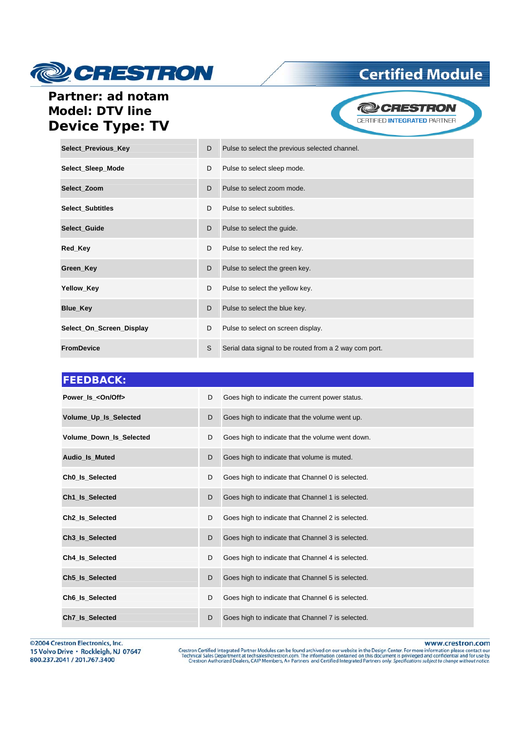**Partner: ad notam**
**Model: DTV line**
**Device Type: TV**

| | | |
|---|---|---|
| **Select_Previous_Key** | D | Pulse to select the previous selected channel. |
| **Select_Sleep_Mode** | D | Pulse to select sleep mode. |
| **Select_Zoom** | D | Pulse to select zoom mode. |
| **Select_Subtitles** | D | Pulse to select subtitles. |
| **Select_Guide** | D | Pulse to select the guide. |
| **Red_Key** | D | Pulse to select the red key. |
| **Green_Key** | D | Pulse to select the green key. |
| **Yellow_Key** | D | Pulse to select the yellow key. |
| **Blue_Key** | D | Pulse to select the blue key. |
| **Select_On_Screen_Display** | D | Pulse to select on screen display. |
| **FromDevice** | S | Serial data signal to be routed from a 2 way com port. |

## FEEDBACK:

| | | |
|---|---|---|
| **Power_Is_<On/Off>** | D | Goes high to indicate the current power status. |
| **Volume_Up_Is_Selected** | D | Goes high to indicate that the volume went up. |
| **Volume_Down_Is_Selected** | D | Goes high to indicate that the volume went down. |
| **Audio_Is_Muted** | D | Goes high to indicate that volume is muted. |
| **Ch0_Is_Selected** | D | Goes high to indicate that Channel 0 is selected. |
| **Ch1_Is_Selected** | D | Goes high to indicate that Channel 1 is selected. |
| **Ch2_Is_Selected** | D | Goes high to indicate that Channel 2 is selected. |
| **Ch3_Is_Selected** | D | Goes high to indicate that Channel 3 is selected. |
| **Ch4_Is_Selected** | D | Goes high to indicate that Channel 4 is selected. |
| **Ch5_Is_Selected** | D | Goes high to indicate that Channel 5 is selected. |
| **Ch6_Is_Selected** | D | Goes high to indicate that Channel 6 is selected. |
| **Ch7_Is_Selected** | D | Goes high to indicate that Channel 7 is selected. |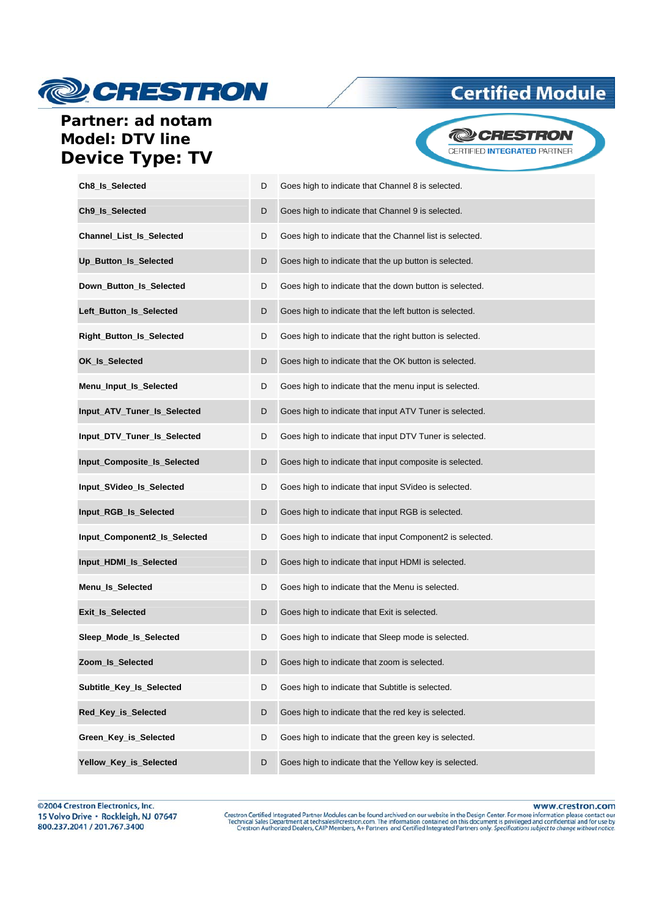**Partner: ad notam**
**Model: DTV line**
**Device Type: TV**

| | | |
|---|---|---|
| **Ch8_Is_Selected** | D | Goes high to indicate that Channel 8 is selected. |
| **Ch9_Is_Selected** | D | Goes high to indicate that Channel 9 is selected. |
| **Channel_List_Is_Selected** | D | Goes high to indicate that the Channel list is selected. |
| **Up_Button_Is_Selected** | D | Goes high to indicate that the up button is selected. |
| **Down_Button_Is_Selected** | D | Goes high to indicate that the down button is selected. |
| **Left_Button_Is_Selected** | D | Goes high to indicate that the left button is selected. |
| **Right_Button_Is_Selected** | D | Goes high to indicate that the right button is selected. |
| **OK_Is_Selected** | D | Goes high to indicate that the OK button is selected. |
| **Menu_Input_Is_Selected** | D | Goes high to indicate that the menu input is selected. |
| **Input_ATV_Tuner_Is_Selected** | D | Goes high to indicate that input ATV Tuner is selected. |
| **Input_DTV_Tuner_Is_Selected** | D | Goes high to indicate that input DTV Tuner is selected. |
| **Input_Composite_Is_Selected** | D | Goes high to indicate that input composite is selected. |
| **Input_SVideo_Is_Selected** | D | Goes high to indicate that input SVideo is selected. |
| **Input_RGB_Is_Selected** | D | Goes high to indicate that input RGB is selected. |
| **Input_Component2_Is_Selected** | D | Goes high to indicate that input Component2 is selected. |
| **Input_HDMI_Is_Selected** | D | Goes high to indicate that input HDMI is selected. |
| **Menu_Is_Selected** | D | Goes high to indicate that the Menu is selected. |
| **Exit_Is_Selected** | D | Goes high to indicate that Exit is selected. |
| **Sleep_Mode_Is_Selected** | D | Goes high to indicate that Sleep mode is selected. |
| **Zoom_Is_Selected** | D | Goes high to indicate that zoom is selected. |
| **Subtitle_Key_Is_Selected** | D | Goes high to indicate that Subtitle is selected. |
| **Red_Key_is_Selected** | D | Goes high to indicate that the red key is selected. |
| **Green_Key_is_Selected** | D | Goes high to indicate that the green key is selected. |
| **Yellow_Key_is_Selected** | D | Goes high to indicate that the Yellow key is selected. |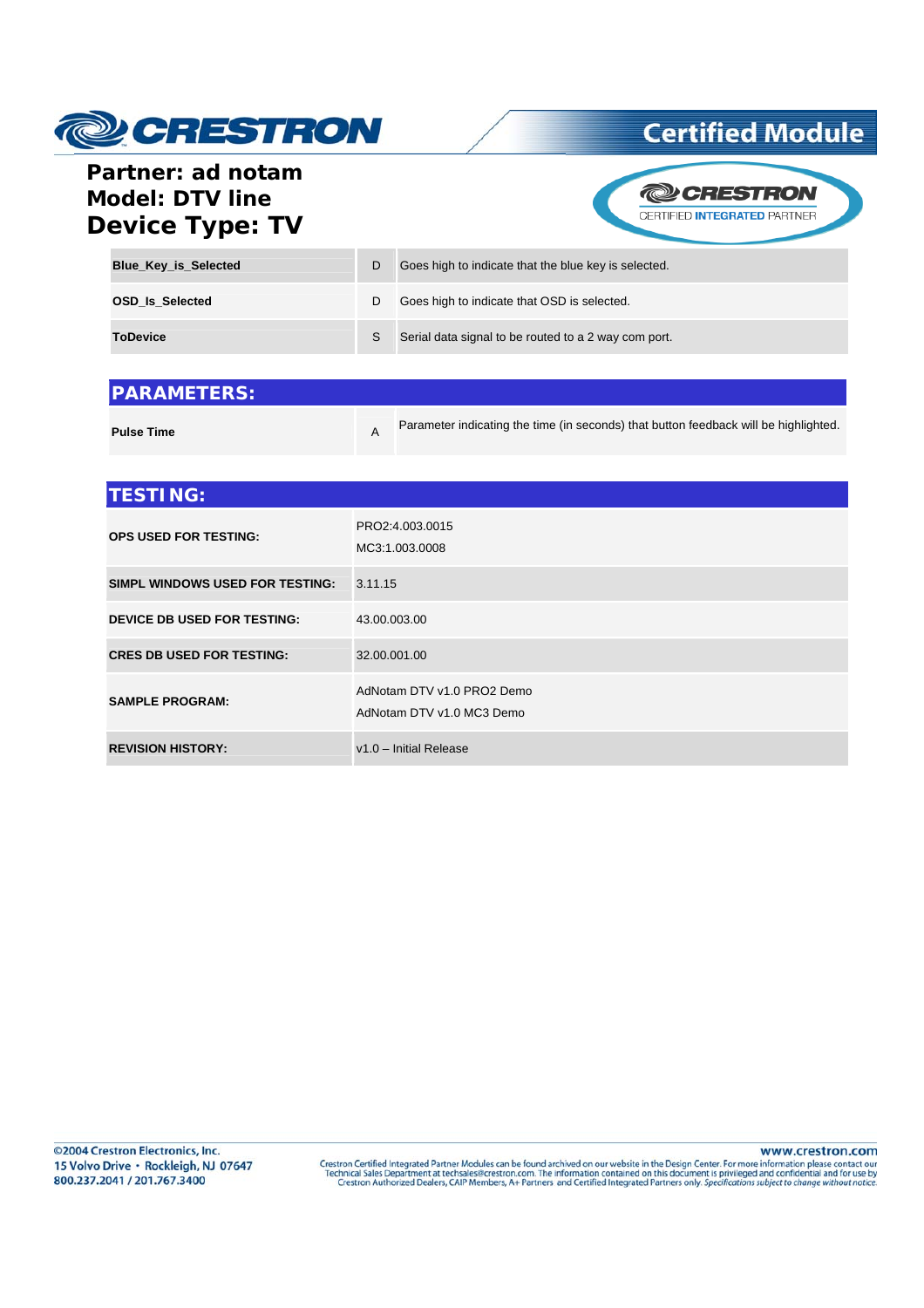Partner: ad notam
Model: DTV line
Device Type: TV

| | | |
|---|---|---|
| **Blue_Key_is_Selected** | D | Goes high to indicate that the blue key is selected. |
| **OSD_Is_Selected** | D | Goes high to indicate that OSD is selected. |
| **ToDevice** | S | Serial data signal to be routed to a 2 way com port. |

## PARAMETERS:

| | | |
|---|---|---|
| **Pulse Time** | A | Parameter indicating the time (in seconds) that button feedback will be highlighted. |

## TESTING:

| | |
|---|---|
| **OPS USED FOR TESTING:** | PRO2:4.003.0015<br>MC3:1.003.0008 |
| **SIMPL WINDOWS USED FOR TESTING:** | 3.11.15 |
| **DEVICE DB USED FOR TESTING:** | 43.00.003.00 |
| **CRES DB USED FOR TESTING:** | 32.00.001.00 |
| **SAMPLE PROGRAM:** | AdNotam DTV v1.0 PRO2 Demo<br>AdNotam DTV v1.0 MC3 Demo |
| **REVISION HISTORY:** | v1.0 – Initial Release |